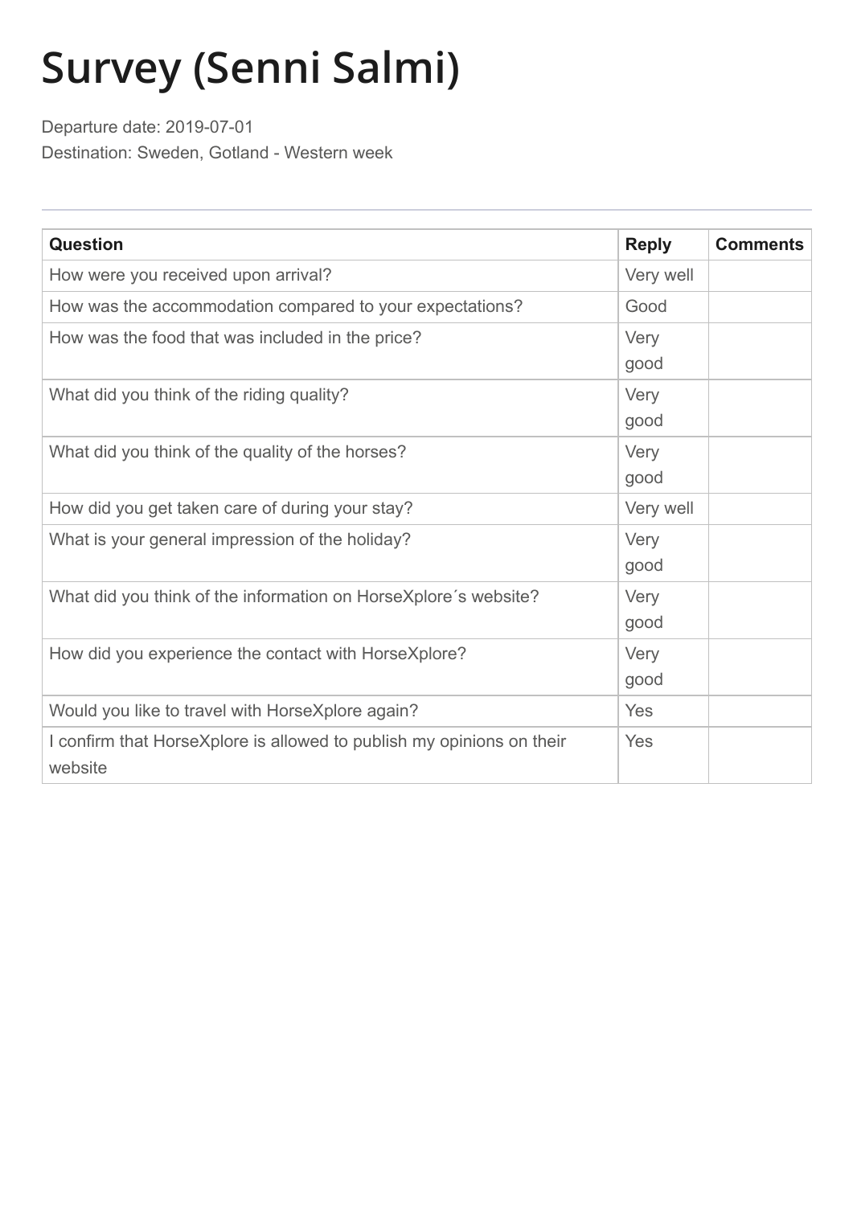# Survey (Senni Salmi)

Departure date: 2019-07-01

Destination: Sweden, Gotland - Western week

| Question | Reply | Comments |
| --- | --- | --- |
| How were you received upon arrival? | Very well | |
| How was the accommodation compared to your expectations? | Good | |
| How was the food that was included in the price? | Very good | |
| What did you think of the riding quality? | Very good | |
| What did you think of the quality of the horses? | Very good | |
| How did you get taken care of during your stay? | Very well | |
| What is your general impression of the holiday? | Very good | |
| What did you think of the information on HorseXplore´s website? | Very good | |
| How did you experience the contact with HorseXplore? | Very good | |
| Would you like to travel with HorseXplore again? | Yes | |
| I confirm that HorseXplore is allowed to publish my opinions on their website | Yes | |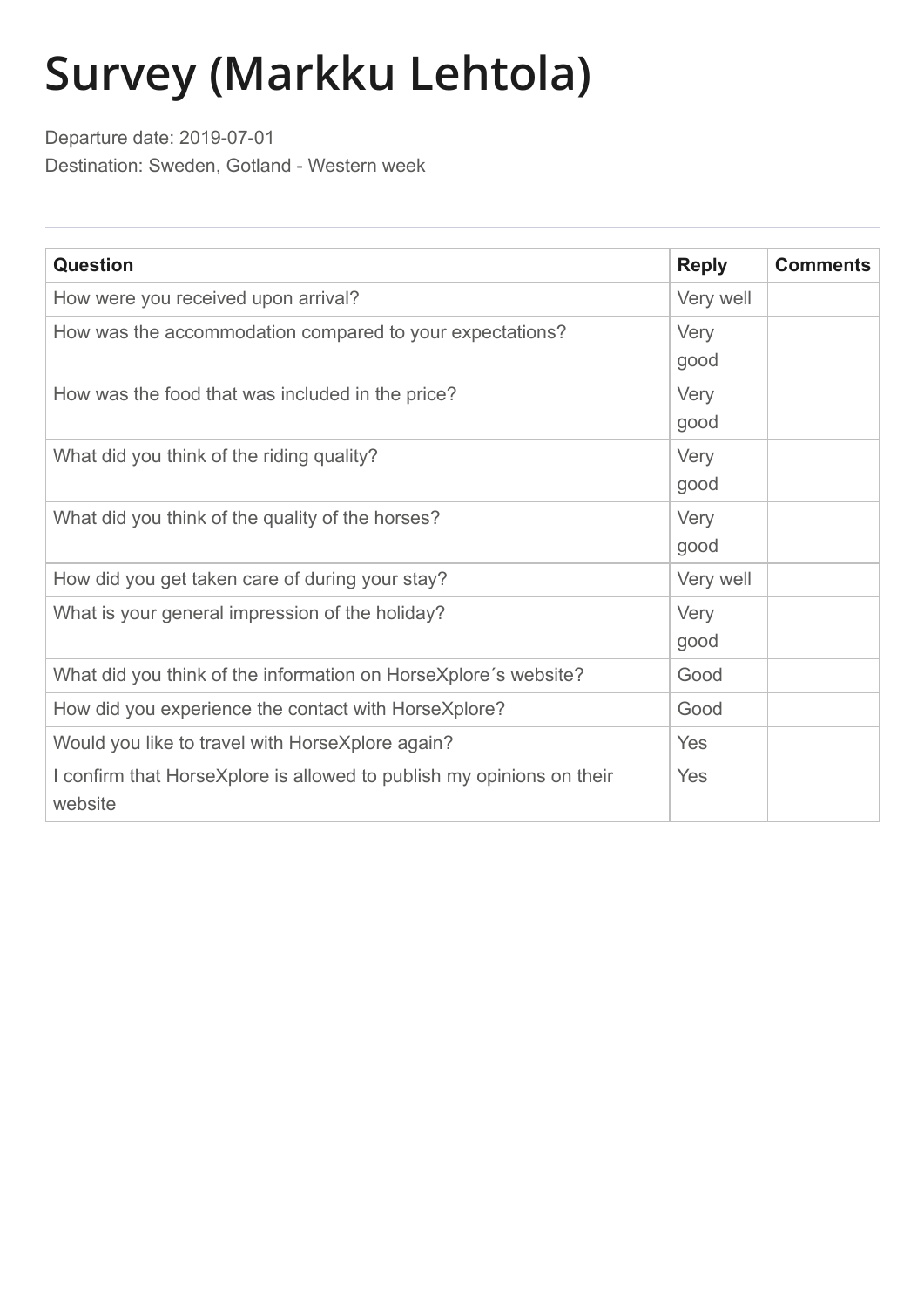# Survey (Markku Lehtola)

Departure date: 2019-07-01

Destination: Sweden, Gotland - Western week

| Question | Reply | Comments |
| --- | --- | --- |
| How were you received upon arrival? | Very well | |
| How was the accommodation compared to your expectations? | Very good | |
| How was the food that was included in the price? | Very good | |
| What did you think of the riding quality? | Very good | |
| What did you think of the quality of the horses? | Very good | |
| How did you get taken care of during your stay? | Very well | |
| What is your general impression of the holiday? | Very good | |
| What did you think of the information on HorseXplore´s website? | Good | |
| How did you experience the contact with HorseXplore? | Good | |
| Would you like to travel with HorseXplore again? | Yes | |
| I confirm that HorseXplore is allowed to publish my opinions on their website | Yes | |